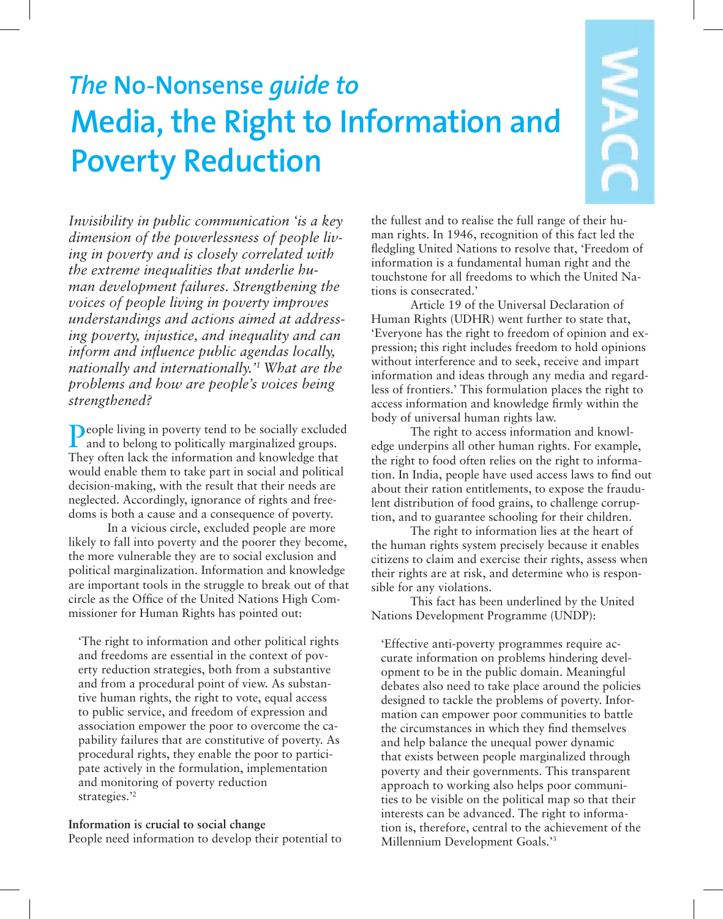# *The* No-Nonsense *guide to* Media, the Right to Information and Poverty Reduction

WACC

*Invisibility in public communication 'is a key dimension of the powerlessness of people living in poverty and is closely correlated with the extreme inequalities that underlie human development failures. Strengthening the voices of people living in poverty improves understandings and actions aimed at addressing poverty, injustice, and inequality and can inform and influence public agendas locally, nationally and internationally.'[1] What are the problems and how are people's voices being strengthened?*

People living in poverty tend to be socially excluded and to belong to politically marginalized groups. They often lack the information and knowledge that would enable them to take part in social and political decision-making, with the result that their needs are neglected. Accordingly, ignorance of rights and freedoms is both a cause and a consequence of poverty.

In a vicious circle, excluded people are more likely to fall into poverty and the poorer they become, the more vulnerable they are to social exclusion and political marginalization. Information and knowledge are important tools in the struggle to break out of that circle as the Office of the United Nations High Commissioner for Human Rights has pointed out:

> 'The right to information and other political rights and freedoms are essential in the context of poverty reduction strategies, both from a substantive and from a procedural point of view. As substantive human rights, the right to vote, equal access to public service, and freedom of expression and association empower the poor to overcome the capability failures that are constitutive of poverty. As procedural rights, they enable the poor to participate actively in the formulation, implementation and monitoring of poverty reduction strategies.'[2]

**Information is crucial to social change**

People need information to develop their potential to the fullest and to realise the full range of their human rights. In 1946, recognition of this fact led the fledgling United Nations to resolve that, 'Freedom of information is a fundamental human right and the touchstone for all freedoms to which the United Nations is consecrated.'

Article 19 of the Universal Declaration of Human Rights (UDHR) went further to state that, 'Everyone has the right to freedom of opinion and expression; this right includes freedom to hold opinions without interference and to seek, receive and impart information and ideas through any media and regardless of frontiers.' This formulation places the right to access information and knowledge firmly within the body of universal human rights law.

The right to access information and knowledge underpins all other human rights. For example, the right to food often relies on the right to information. In India, people have used access laws to find out about their ration entitlements, to expose the fraudulent distribution of food grains, to challenge corruption, and to guarantee schooling for their children.

The right to information lies at the heart of the human rights system precisely because it enables citizens to claim and exercise their rights, assess when their rights are at risk, and determine who is responsible for any violations.

This fact has been underlined by the United Nations Development Programme (UNDP):

> 'Effective anti-poverty programmes require accurate information on problems hindering development to be in the public domain. Meaningful debates also need to take place around the policies designed to tackle the problems of poverty. Information can empower poor communities to battle the circumstances in which they find themselves and help balance the unequal power dynamic that exists between people marginalized through poverty and their governments. This transparent approach to working also helps poor communities to be visible on the political map so that their interests can be advanced. The right to information is, therefore, central to the achievement of the Millennium Development Goals.'[3]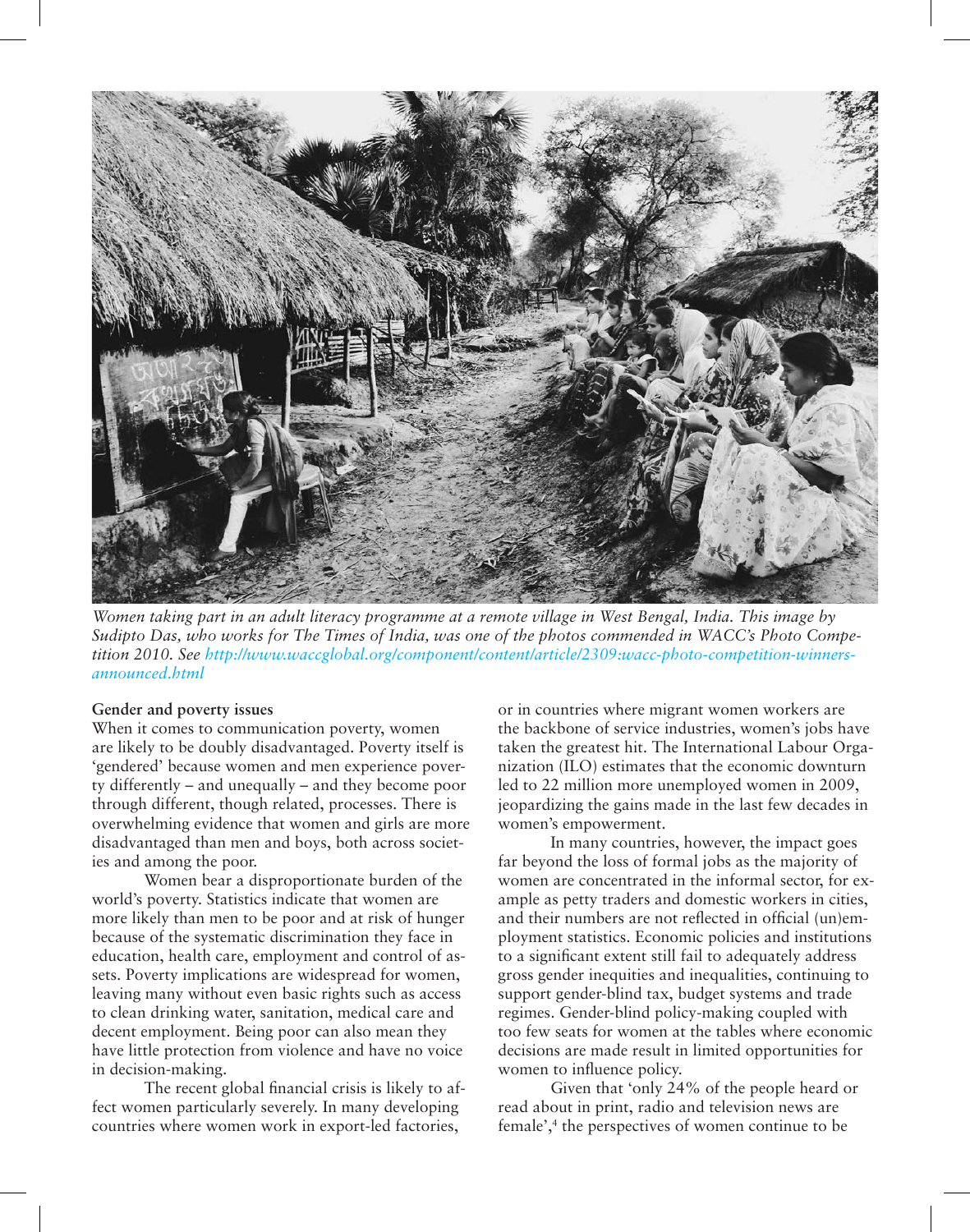*Women taking part in an adult literacy programme at a remote village in West Bengal, India. This image by Sudipto Das, who works for The Times of India, was one of the photos commended in WACC's Photo Competition 2010. See http://www.waccglobal.org/component/content/article/2309:wacc-photo-competition-winners-announced.html*

**Gender and poverty issues**

When it comes to communication poverty, women are likely to be doubly disadvantaged. Poverty itself is 'gendered' because women and men experience poverty differently – and unequally – and they become poor through different, though related, processes. There is overwhelming evidence that women and girls are more disadvantaged than men and boys, both across societies and among the poor.

Women bear a disproportionate burden of the world's poverty. Statistics indicate that women are more likely than men to be poor and at risk of hunger because of the systematic discrimination they face in education, health care, employment and control of assets. Poverty implications are widespread for women, leaving many without even basic rights such as access to clean drinking water, sanitation, medical care and decent employment. Being poor can also mean they have little protection from violence and have no voice in decision-making.

The recent global financial crisis is likely to affect women particularly severely. In many developing countries where women work in export-led factories, or in countries where migrant women workers are the backbone of service industries, women's jobs have taken the greatest hit. The International Labour Organization (ILO) estimates that the economic downturn led to 22 million more unemployed women in 2009, jeopardizing the gains made in the last few decades in women's empowerment.

In many countries, however, the impact goes far beyond the loss of formal jobs as the majority of women are concentrated in the informal sector, for example as petty traders and domestic workers in cities, and their numbers are not reflected in official (un)employment statistics. Economic policies and institutions to a significant extent still fail to adequately address gross gender inequities and inequalities, continuing to support gender-blind tax, budget systems and trade regimes. Gender-blind policy-making coupled with too few seats for women at the tables where economic decisions are made result in limited opportunities for women to influence policy.

Given that 'only 24% of the people heard or read about in print, radio and television news are female',[4] the perspectives of women continue to be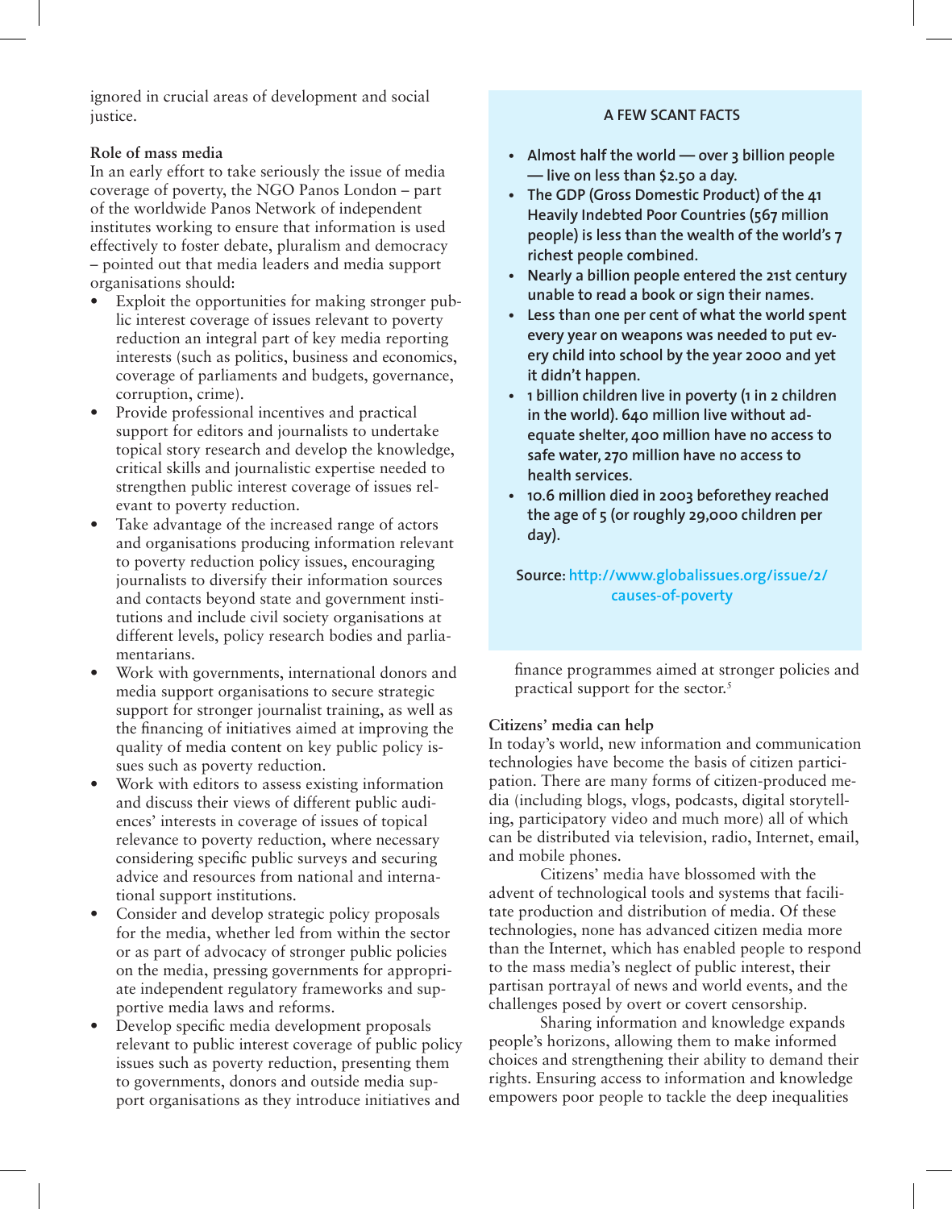ignored in crucial areas of development and social justice.

**Role of mass media**

In an early effort to take seriously the issue of media coverage of poverty, the NGO Panos London – part of the worldwide Panos Network of independent institutes working to ensure that information is used effectively to foster debate, pluralism and democracy – pointed out that media leaders and media support organisations should:

- Exploit the opportunities for making stronger public interest coverage of issues relevant to poverty reduction an integral part of key media reporting interests (such as politics, business and economics, coverage of parliaments and budgets, governance, corruption, crime).
- Provide professional incentives and practical support for editors and journalists to undertake topical story research and develop the knowledge, critical skills and journalistic expertise needed to strengthen public interest coverage of issues relevant to poverty reduction.
- Take advantage of the increased range of actors and organisations producing information relevant to poverty reduction policy issues, encouraging journalists to diversify their information sources and contacts beyond state and government institutions and include civil society organisations at different levels, policy research bodies and parliamentarians.
- Work with governments, international donors and media support organisations to secure strategic support for stronger journalist training, as well as the financing of initiatives aimed at improving the quality of media content on key public policy issues such as poverty reduction.
- Work with editors to assess existing information and discuss their views of different public audiences' interests in coverage of issues of topical relevance to poverty reduction, where necessary considering specific public surveys and securing advice and resources from national and international support institutions.
- Consider and develop strategic policy proposals for the media, whether led from within the sector or as part of advocacy of stronger public policies on the media, pressing governments for appropriate independent regulatory frameworks and supportive media laws and reforms.
- Develop specific media development proposals relevant to public interest coverage of public policy issues such as poverty reduction, presenting them to governments, donors and outside media support organisations as they introduce initiatives and finance programmes aimed at stronger policies and practical support for the sector.[5]

> **A FEW SCANT FACTS**
>
> - **Almost half the world — over 3 billion people — live on less than $2.50 a day.**
> - **The GDP (Gross Domestic Product) of the 41 Heavily Indebted Poor Countries (567 million people) is less than the wealth of the world's 7 richest people combined.**
> - **Nearly a billion people entered the 21st century unable to read a book or sign their names.**
> - **Less than one per cent of what the world spent every year on weapons was needed to put every child into school by the year 2000 and yet it didn't happen.**
> - **1 billion children live in poverty (1 in 2 children in the world). 640 million live without adequate shelter, 400 million have no access to safe water, 270 million have no access to health services.**
> - **10.6 million died in 2003 beforethey reached the age of 5 (or roughly 29,000 children per day).**
>
> **Source:** http://www.globalissues.org/issue/2/causes-of-poverty

**Citizens' media can help**

In today's world, new information and communication technologies have become the basis of citizen participation. There are many forms of citizen-produced media (including blogs, vlogs, podcasts, digital storytelling, participatory video and much more) all of which can be distributed via television, radio, Internet, email, and mobile phones.

Citizens' media have blossomed with the advent of technological tools and systems that facilitate production and distribution of media. Of these technologies, none has advanced citizen media more than the Internet, which has enabled people to respond to the mass media's neglect of public interest, their partisan portrayal of news and world events, and the challenges posed by overt or covert censorship.

Sharing information and knowledge expands people's horizons, allowing them to make informed choices and strengthening their ability to demand their rights. Ensuring access to information and knowledge empowers poor people to tackle the deep inequalities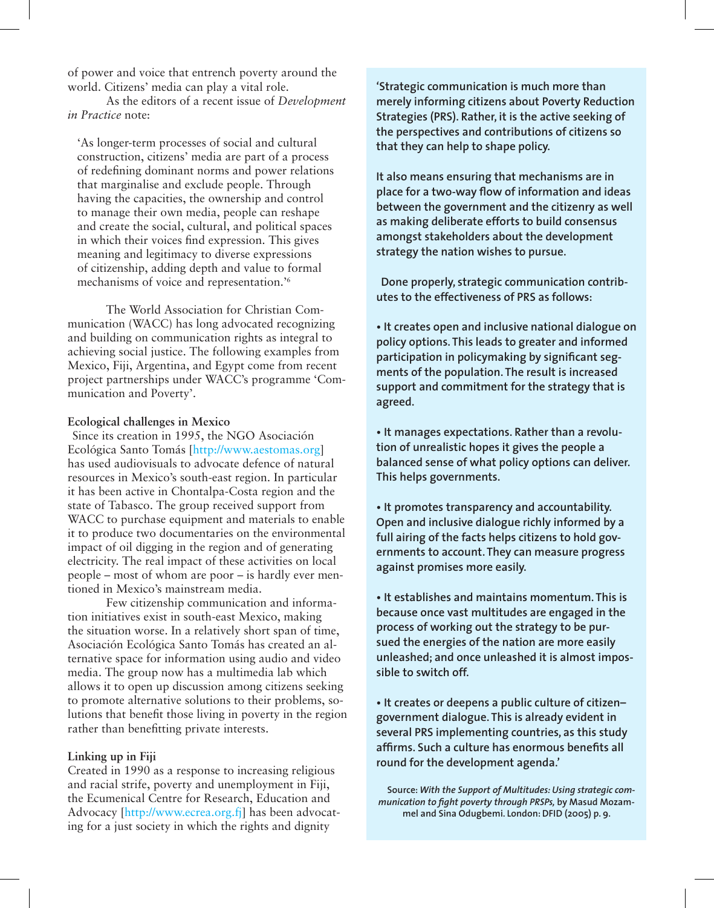of power and voice that entrench poverty around the world. Citizens' media can play a vital role.

As the editors of a recent issue of *Development in Practice* note:

> 'As longer-term processes of social and cultural construction, citizens' media are part of a process of redefining dominant norms and power relations that marginalise and exclude people. Through having the capacities, the ownership and control to manage their own media, people can reshape and create the social, cultural, and political spaces in which their voices find expression. This gives meaning and legitimacy to diverse expressions of citizenship, adding depth and value to formal mechanisms of voice and representation.'[6]

The World Association for Christian Communication (WACC) has long advocated recognizing and building on communication rights as integral to achieving social justice. The following examples from Mexico, Fiji, Argentina, and Egypt come from recent project partnerships under WACC's programme 'Communication and Poverty'.

**Ecological challenges in Mexico**

Since its creation in 1995, the NGO Asociación Ecológica Santo Tomás [http://www.aestomas.org] has used audiovisuals to advocate defence of natural resources in Mexico's south-east region. In particular it has been active in Chontalpa-Costa region and the state of Tabasco. The group received support from WACC to purchase equipment and materials to enable it to produce two documentaries on the environmental impact of oil digging in the region and of generating electricity. The real impact of these activities on local people – most of whom are poor – is hardly ever mentioned in Mexico's mainstream media.

Few citizenship communication and information initiatives exist in south-east Mexico, making the situation worse. In a relatively short span of time, Asociación Ecológica Santo Tomás has created an alternative space for information using audio and video media. The group now has a multimedia lab which allows it to open up discussion among citizens seeking to promote alternative solutions to their problems, solutions that benefit those living in poverty in the region rather than benefitting private interests.

**Linking up in Fiji**

Created in 1990 as a response to increasing religious and racial strife, poverty and unemployment in Fiji, the Ecumenical Centre for Research, Education and Advocacy [http://www.ecrea.org.fj] has been advocating for a just society in which the rights and dignity

---

**'Strategic communication is much more than merely informing citizens about Poverty Reduction Strategies (PRS). Rather, it is the active seeking of the perspectives and contributions of citizens so that they can help to shape policy.**

**It also means ensuring that mechanisms are in place for a two-way flow of information and ideas between the government and the citizenry as well as making deliberate efforts to build consensus amongst stakeholders about the development strategy the nation wishes to pursue.**

**Done properly, strategic communication contributes to the effectiveness of PRS as follows:**

- **It creates open and inclusive national dialogue on policy options. This leads to greater and informed participation in policymaking by significant segments of the population. The result is increased support and commitment for the strategy that is agreed.**
- **It manages expectations. Rather than a revolution of unrealistic hopes it gives the people a balanced sense of what policy options can deliver. This helps governments.**
- **It promotes transparency and accountability. Open and inclusive dialogue richly informed by a full airing of the facts helps citizens to hold governments to account. They can measure progress against promises more easily.**
- **It establishes and maintains momentum. This is because once vast multitudes are engaged in the process of working out the strategy to be pursued the energies of the nation are more easily unleashed; and once unleashed it is almost impossible to switch off.**
- **It creates or deepens a public culture of citizen–government dialogue. This is already evident in several PRS implementing countries, as this study affirms. Such a culture has enormous benefits all round for the development agenda.'**

Source: *With the Support of Multitudes: Using strategic communication to fight poverty through PRSPs*, by Masud Mozammel and Sina Odugbemi. London: DFID (2005) p. 9.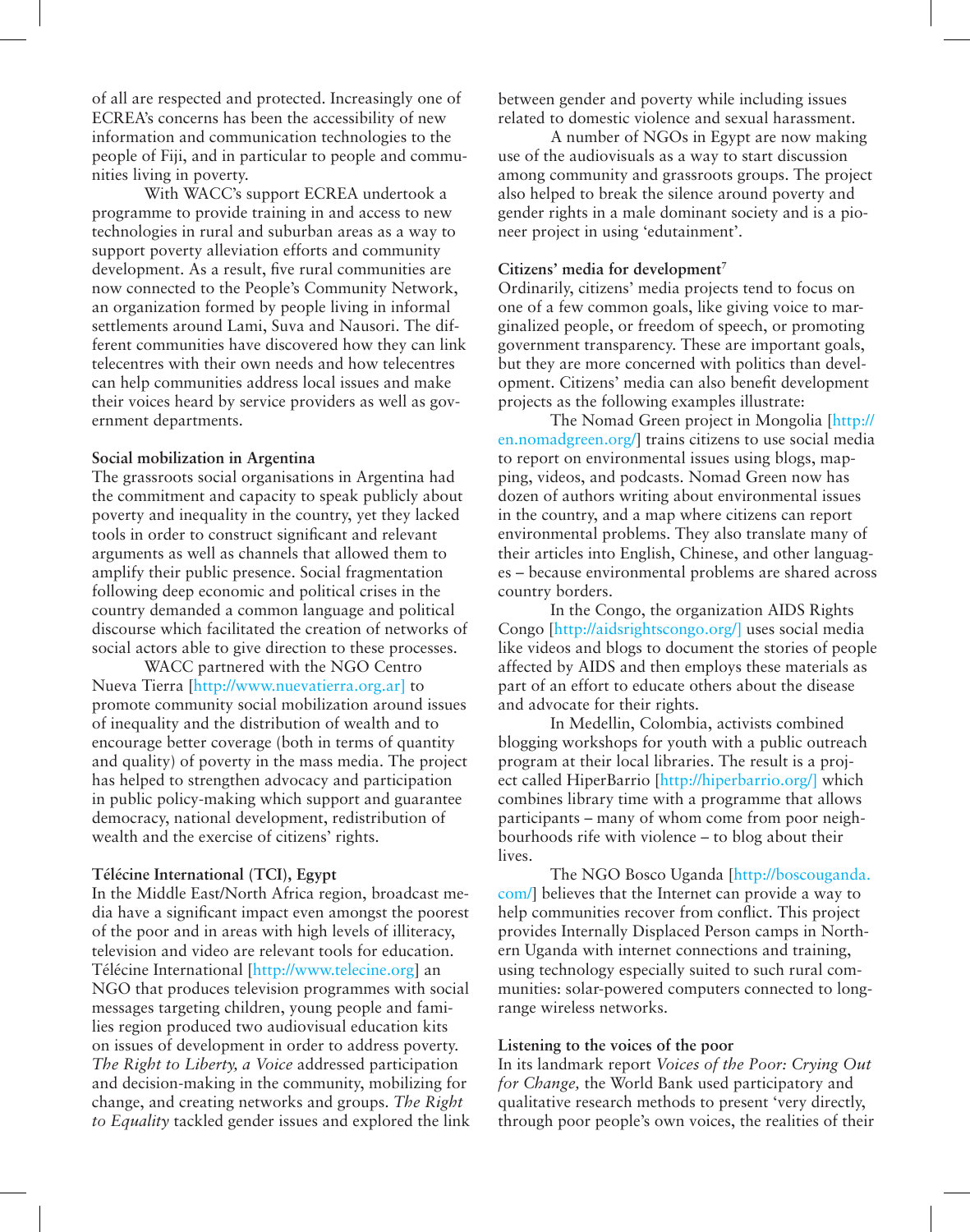of all are respected and protected. Increasingly one of ECREA's concerns has been the accessibility of new information and communication technologies to the people of Fiji, and in particular to people and communities living in poverty.

With WACC's support ECREA undertook a programme to provide training in and access to new technologies in rural and suburban areas as a way to support poverty alleviation efforts and community development. As a result, five rural communities are now connected to the People's Community Network, an organization formed by people living in informal settlements around Lami, Suva and Nausori. The different communities have discovered how they can link telecentres with their own needs and how telecentres can help communities address local issues and make their voices heard by service providers as well as government departments.

### Social mobilization in Argentina

The grassroots social organisations in Argentina had the commitment and capacity to speak publicly about poverty and inequality in the country, yet they lacked tools in order to construct significant and relevant arguments as well as channels that allowed them to amplify their public presence. Social fragmentation following deep economic and political crises in the country demanded a common language and political discourse which facilitated the creation of networks of social actors able to give direction to these processes.

WACC partnered with the NGO Centro Nueva Tierra [http://www.nuevatierra.org.ar] to promote community social mobilization around issues of inequality and the distribution of wealth and to encourage better coverage (both in terms of quantity and quality) of poverty in the mass media. The project has helped to strengthen advocacy and participation in public policy-making which support and guarantee democracy, national development, redistribution of wealth and the exercise of citizens' rights.

### Télécine International (TCI), Egypt

In the Middle East/North Africa region, broadcast media have a significant impact even amongst the poorest of the poor and in areas with high levels of illiteracy, television and video are relevant tools for education. Télécine International [http://www.telecine.org] an NGO that produces television programmes with social messages targeting children, young people and families region produced two audiovisual education kits on issues of development in order to address poverty. *The Right to Liberty, a Voice* addressed participation and decision-making in the community, mobilizing for change, and creating networks and groups. *The Right to Equality* tackled gender issues and explored the link between gender and poverty while including issues related to domestic violence and sexual harassment.

A number of NGOs in Egypt are now making use of the audiovisuals as a way to start discussion among community and grassroots groups. The project also helped to break the silence around poverty and gender rights in a male dominant society and is a pioneer project in using 'edutainment'.

### Citizens' media for development[7]

Ordinarily, citizens' media projects tend to focus on one of a few common goals, like giving voice to marginalized people, or freedom of speech, or promoting government transparency. These are important goals, but they are more concerned with politics than development. Citizens' media can also benefit development projects as the following examples illustrate:

The Nomad Green project in Mongolia [http://en.nomadgreen.org/] trains citizens to use social media to report on environmental issues using blogs, mapping, videos, and podcasts. Nomad Green now has dozen of authors writing about environmental issues in the country, and a map where citizens can report environmental problems. They also translate many of their articles into English, Chinese, and other languages – because environmental problems are shared across country borders.

In the Congo, the organization AIDS Rights Congo [http://aidsrightscongo.org/] uses social media like videos and blogs to document the stories of people affected by AIDS and then employs these materials as part of an effort to educate others about the disease and advocate for their rights.

In Medellin, Colombia, activists combined blogging workshops for youth with a public outreach program at their local libraries. The result is a project called HiperBarrio [http://hiperbarrio.org/] which combines library time with a programme that allows participants – many of whom come from poor neighbourhoods rife with violence – to blog about their lives.

The NGO Bosco Uganda [http://boscouganda.com/] believes that the Internet can provide a way to help communities recover from conflict. This project provides Internally Displaced Person camps in Northern Uganda with internet connections and training, using technology especially suited to such rural communities: solar-powered computers connected to long-range wireless networks.

### Listening to the voices of the poor

In its landmark report *Voices of the Poor: Crying Out for Change,* the World Bank used participatory and qualitative research methods to present 'very directly, through poor people's own voices, the realities of their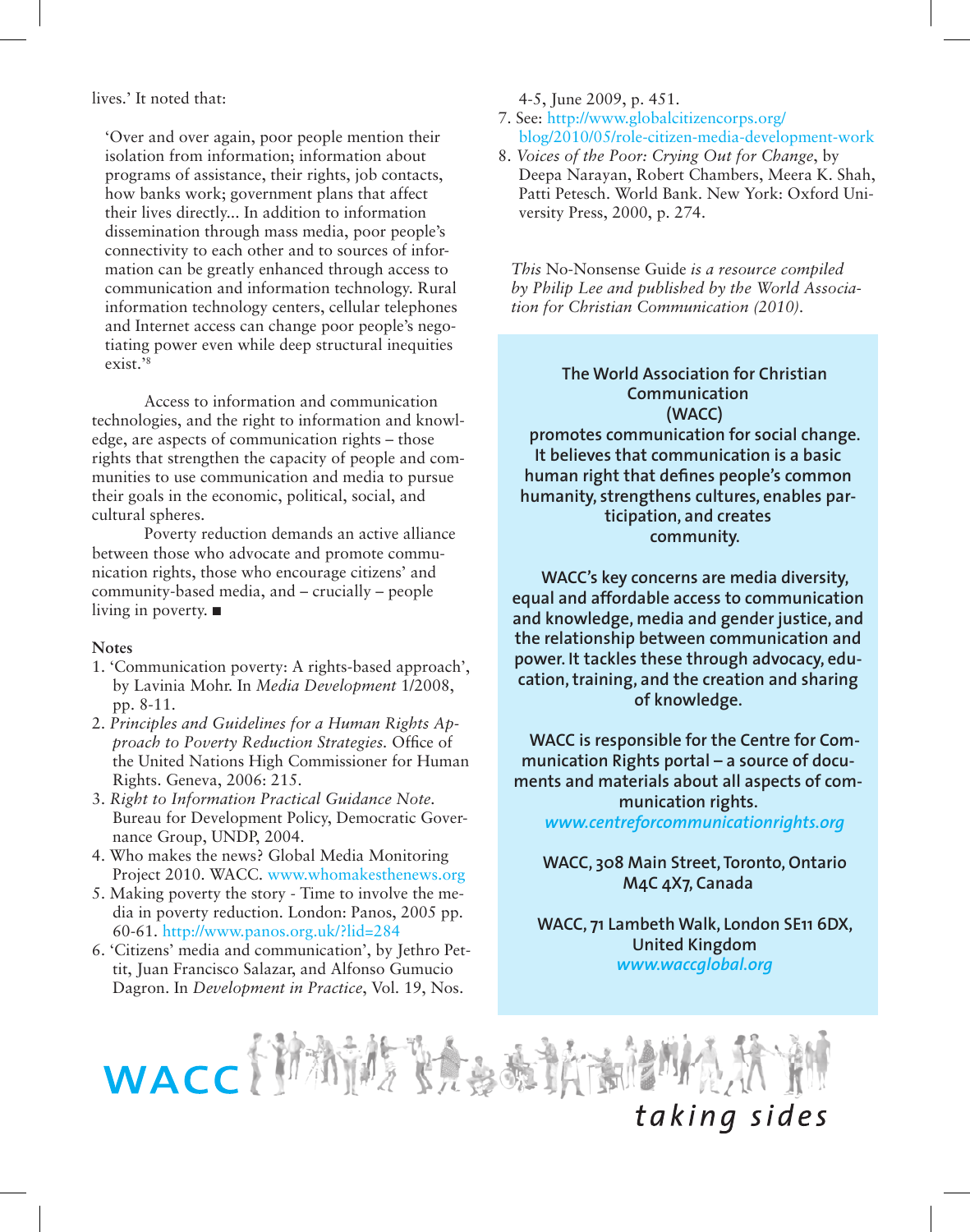lives.' It noted that:

> 'Over and over again, poor people mention their isolation from information; information about programs of assistance, their rights, job contacts, how banks work; government plans that affect their lives directly... In addition to information dissemination through mass media, poor people's connectivity to each other and to sources of information can be greatly enhanced through access to communication and information technology. Rural information technology centers, cellular telephones and Internet access can change poor people's negotiating power even while deep structural inequities exist.'[8]

Access to information and communication technologies, and the right to information and knowledge, are aspects of communication rights – those rights that strengthen the capacity of people and communities to use communication and media to pursue their goals in the economic, political, social, and cultural spheres.

Poverty reduction demands an active alliance between those who advocate and promote communication rights, those who encourage citizens' and community-based media, and – crucially – people living in poverty. ■

**Notes**

1. 'Communication poverty: A rights-based approach', by Lavinia Mohr. In *Media Development* 1/2008, pp. 8-11.
2. *Principles and Guidelines for a Human Rights Approach to Poverty Reduction Strategies.* Office of the United Nations High Commissioner for Human Rights. Geneva, 2006: 215.
3. *Right to Information Practical Guidance Note.* Bureau for Development Policy, Democratic Governance Group, UNDP, 2004.
4. Who makes the news? Global Media Monitoring Project 2010. WACC. www.whomakesthenews.org
5. Making poverty the story - Time to involve the media in poverty reduction. London: Panos, 2005 pp. 60-61. http://www.panos.org.uk/?lid=284
6. 'Citizens' media and communication', by Jethro Pettit, Juan Francisco Salazar, and Alfonso Gumucio Dagron. In *Development in Practice*, Vol. 19, Nos. 4-5, June 2009, p. 451.
7. See: http://www.globalcitizencorps.org/blog/2010/05/role-citizen-media-development-work
8. *Voices of the Poor: Crying Out for Change*, by Deepa Narayan, Robert Chambers, Meera K. Shah, Patti Petesch. World Bank. New York: Oxford University Press, 2000, p. 274.

*This* No-Nonsense Guide *is a resource compiled by Philip Lee and published by the World Association for Christian Communication (2010).*

**The World Association for Christian Communication (WACC) promotes communication for social change. It believes that communication is a basic human right that defines people's common humanity, strengthens cultures, enables participation, and creates community.**

**WACC's key concerns are media diversity, equal and affordable access to communication and knowledge, media and gender justice, and the relationship between communication and power. It tackles these through advocacy, education, training, and the creation and sharing of knowledge.**

**WACC is responsible for the Centre for Communication Rights portal – a source of documents and materials about all aspects of communication rights.**
***www.centreforcommunicationrights.org***

**WACC, 308 Main Street, Toronto, Ontario M4C 4X7, Canada**

**WACC, 71 Lambeth Walk, London SE11 6DX, United Kingdom**
***www.waccglobal.org***

WACC *taking sides*